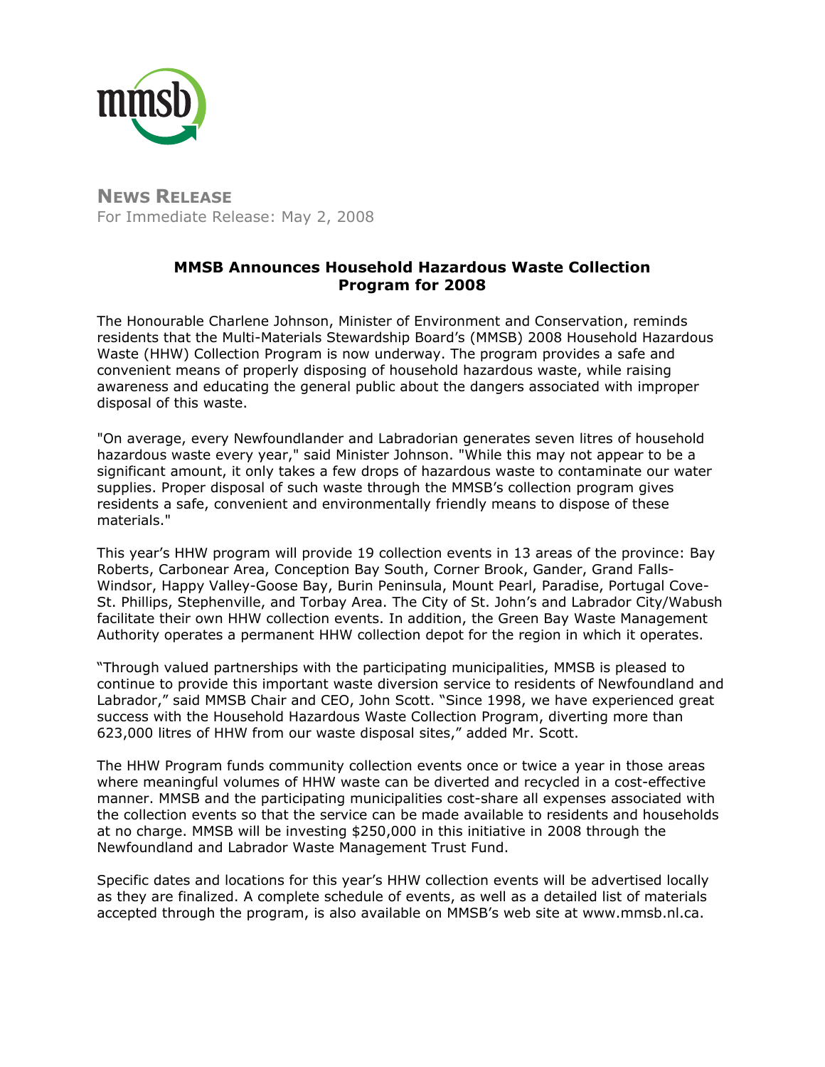mmsb

**NEWS RELEASE**
For Immediate Release: May 2, 2008

## MMSB Announces Household Hazardous Waste Collection Program for 2008

The Honourable Charlene Johnson, Minister of Environment and Conservation, reminds residents that the Multi-Materials Stewardship Board's (MMSB) 2008 Household Hazardous Waste (HHW) Collection Program is now underway. The program provides a safe and convenient means of properly disposing of household hazardous waste, while raising awareness and educating the general public about the dangers associated with improper disposal of this waste.

"On average, every Newfoundlander and Labradorian generates seven litres of household hazardous waste every year," said Minister Johnson. "While this may not appear to be a significant amount, it only takes a few drops of hazardous waste to contaminate our water supplies. Proper disposal of such waste through the MMSB's collection program gives residents a safe, convenient and environmentally friendly means to dispose of these materials."

This year's HHW program will provide 19 collection events in 13 areas of the province: Bay Roberts, Carbonear Area, Conception Bay South, Corner Brook, Gander, Grand Falls-Windsor, Happy Valley-Goose Bay, Burin Peninsula, Mount Pearl, Paradise, Portugal Cove-St. Phillips, Stephenville, and Torbay Area. The City of St. John's and Labrador City/Wabush facilitate their own HHW collection events. In addition, the Green Bay Waste Management Authority operates a permanent HHW collection depot for the region in which it operates.

"Through valued partnerships with the participating municipalities, MMSB is pleased to continue to provide this important waste diversion service to residents of Newfoundland and Labrador," said MMSB Chair and CEO, John Scott. "Since 1998, we have experienced great success with the Household Hazardous Waste Collection Program, diverting more than 623,000 litres of HHW from our waste disposal sites," added Mr. Scott.

The HHW Program funds community collection events once or twice a year in those areas where meaningful volumes of HHW waste can be diverted and recycled in a cost-effective manner. MMSB and the participating municipalities cost-share all expenses associated with the collection events so that the service can be made available to residents and households at no charge. MMSB will be investing $250,000 in this initiative in 2008 through the Newfoundland and Labrador Waste Management Trust Fund.

Specific dates and locations for this year's HHW collection events will be advertised locally as they are finalized. A complete schedule of events, as well as a detailed list of materials accepted through the program, is also available on MMSB's web site at www.mmsb.nl.ca.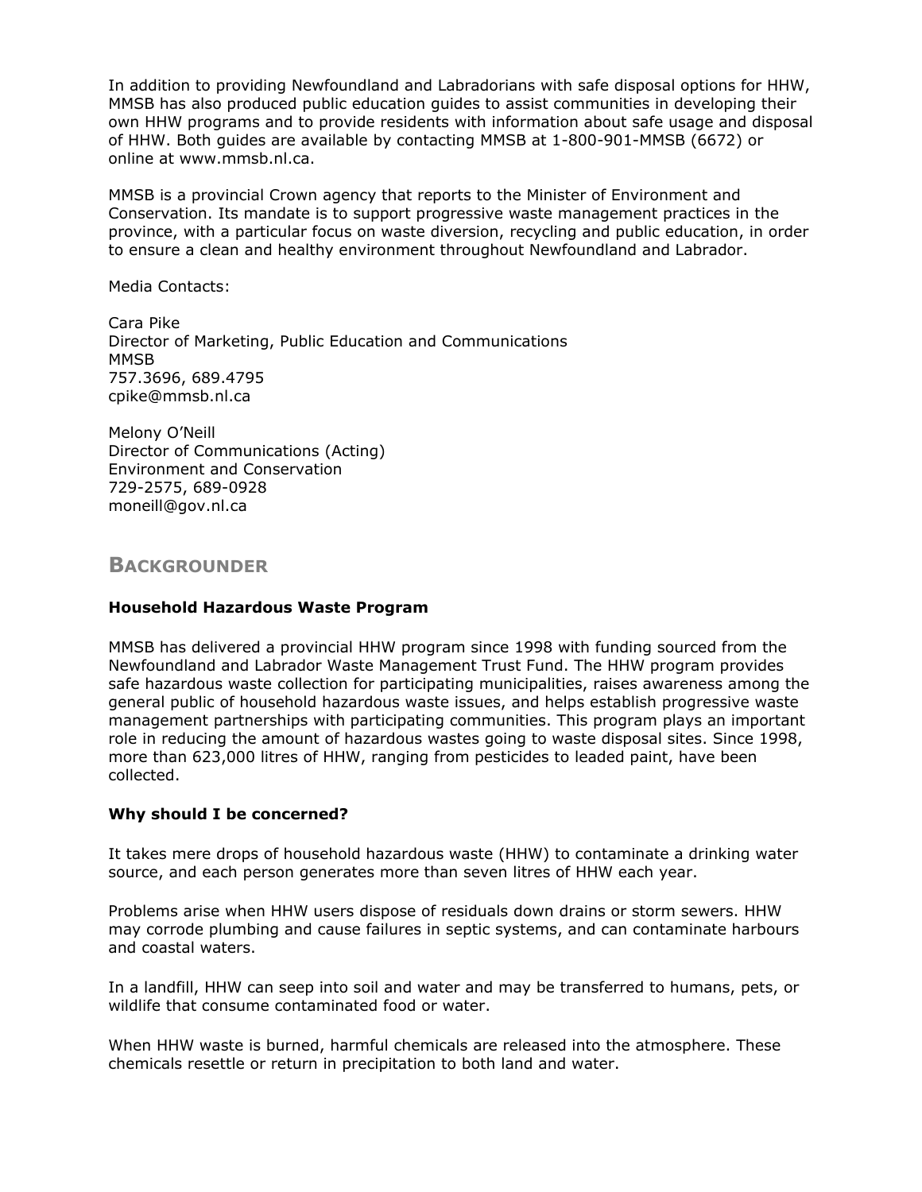In addition to providing Newfoundland and Labradorians with safe disposal options for HHW, MMSB has also produced public education guides to assist communities in developing their own HHW programs and to provide residents with information about safe usage and disposal of HHW. Both guides are available by contacting MMSB at 1-800-901-MMSB (6672) or online at www.mmsb.nl.ca.

MMSB is a provincial Crown agency that reports to the Minister of Environment and Conservation. Its mandate is to support progressive waste management practices in the province, with a particular focus on waste diversion, recycling and public education, in order to ensure a clean and healthy environment throughout Newfoundland and Labrador.

Media Contacts:

Cara Pike
Director of Marketing, Public Education and Communications
MMSB
757.3696, 689.4795
cpike@mmsb.nl.ca

Melony O'Neill
Director of Communications (Acting)
Environment and Conservation
729-2575, 689-0928
moneill@gov.nl.ca

## Backgrounder

**Household Hazardous Waste Program**

MMSB has delivered a provincial HHW program since 1998 with funding sourced from the Newfoundland and Labrador Waste Management Trust Fund. The HHW program provides safe hazardous waste collection for participating municipalities, raises awareness among the general public of household hazardous waste issues, and helps establish progressive waste management partnerships with participating communities. This program plays an important role in reducing the amount of hazardous wastes going to waste disposal sites. Since 1998, more than 623,000 litres of HHW, ranging from pesticides to leaded paint, have been collected.

**Why should I be concerned?**

It takes mere drops of household hazardous waste (HHW) to contaminate a drinking water source, and each person generates more than seven litres of HHW each year.

Problems arise when HHW users dispose of residuals down drains or storm sewers. HHW may corrode plumbing and cause failures in septic systems, and can contaminate harbours and coastal waters.

In a landfill, HHW can seep into soil and water and may be transferred to humans, pets, or wildlife that consume contaminated food or water.

When HHW waste is burned, harmful chemicals are released into the atmosphere. These chemicals resettle or return in precipitation to both land and water.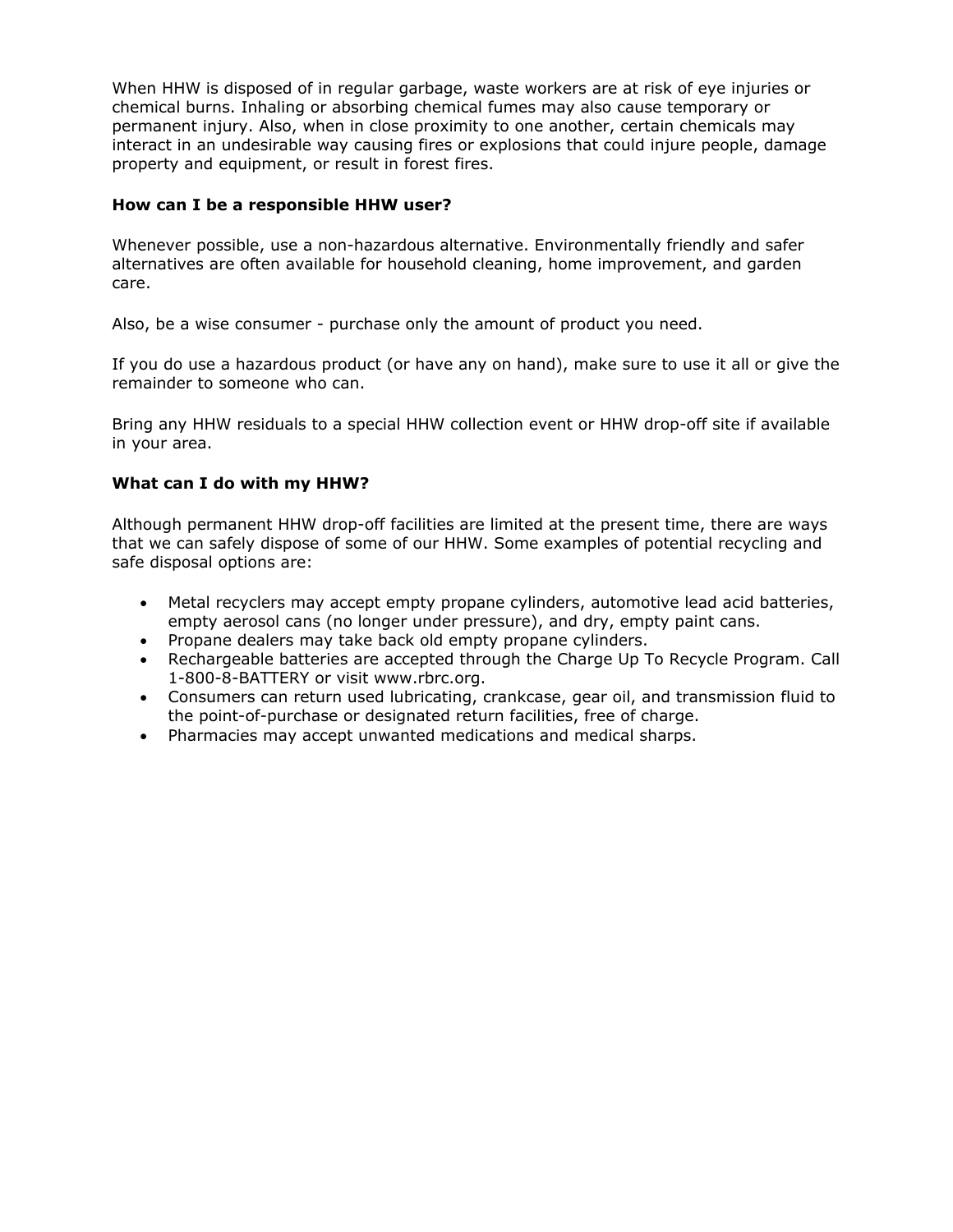When HHW is disposed of in regular garbage, waste workers are at risk of eye injuries or chemical burns. Inhaling or absorbing chemical fumes may also cause temporary or permanent injury. Also, when in close proximity to one another, certain chemicals may interact in an undesirable way causing fires or explosions that could injure people, damage property and equipment, or result in forest fires.

**How can I be a responsible HHW user?**

Whenever possible, use a non-hazardous alternative. Environmentally friendly and safer alternatives are often available for household cleaning, home improvement, and garden care.

Also, be a wise consumer - purchase only the amount of product you need.

If you do use a hazardous product (or have any on hand), make sure to use it all or give the remainder to someone who can.

Bring any HHW residuals to a special HHW collection event or HHW drop-off site if available in your area.

**What can I do with my HHW?**

Although permanent HHW drop-off facilities are limited at the present time, there are ways that we can safely dispose of some of our HHW. Some examples of potential recycling and safe disposal options are:

- Metal recyclers may accept empty propane cylinders, automotive lead acid batteries, empty aerosol cans (no longer under pressure), and dry, empty paint cans.
- Propane dealers may take back old empty propane cylinders.
- Rechargeable batteries are accepted through the Charge Up To Recycle Program. Call 1-800-8-BATTERY or visit www.rbrc.org.
- Consumers can return used lubricating, crankcase, gear oil, and transmission fluid to the point-of-purchase or designated return facilities, free of charge.
- Pharmacies may accept unwanted medications and medical sharps.